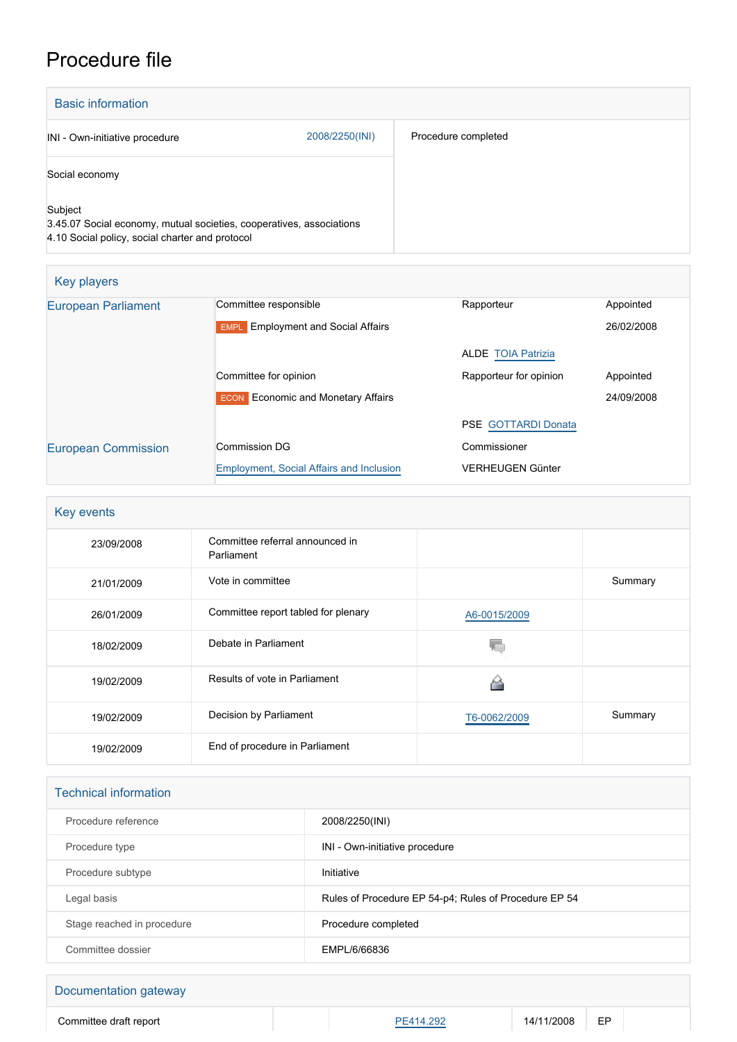# Procedure file

## Basic information

| | |
|---|---|
| INI - Own-initiative procedure 2008/2250(INI) | Procedure completed |
| Social economy | |
| Subject<br>3.45.07 Social economy, mutual societies, cooperatives, associations<br>4.10 Social policy, social charter and protocol | |

## Key players

| | | | |
|---|---|---|---|
| European Parliament | Committee responsible | Rapporteur | Appointed |
| | EMPL Employment and Social Affairs | | 26/02/2008 |
| | | ALDE TOIA Patrizia | |
| | Committee for opinion | Rapporteur for opinion | Appointed |
| | ECON Economic and Monetary Affairs | | 24/09/2008 |
| | | PSE GOTTARDI Donata | |
| European Commission | Commission DG | Commissioner | |
| | Employment, Social Affairs and Inclusion | VERHEUGEN Günter | |

## Key events

| | | | |
|---|---|---|---|
| 23/09/2008 | Committee referral announced in Parliament | | |
| 21/01/2009 | Vote in committee | | Summary |
| 26/01/2009 | Committee report tabled for plenary | A6-0015/2009 | |
| 18/02/2009 | Debate in Parliament | | |
| 19/02/2009 | Results of vote in Parliament | | |
| 19/02/2009 | Decision by Parliament | T6-0062/2009 | Summary |
| 19/02/2009 | End of procedure in Parliament | | |

## Technical information

| | |
|---|---|
| Procedure reference | 2008/2250(INI) |
| Procedure type | INI - Own-initiative procedure |
| Procedure subtype | Initiative |
| Legal basis | Rules of Procedure EP 54-p4; Rules of Procedure EP 54 |
| Stage reached in procedure | Procedure completed |
| Committee dossier | EMPL/6/66836 |

## Documentation gateway

| | | | | | |
|---|---|---|---|---|---|
| Committee draft report | | PE414.292 | 14/11/2008 | EP | |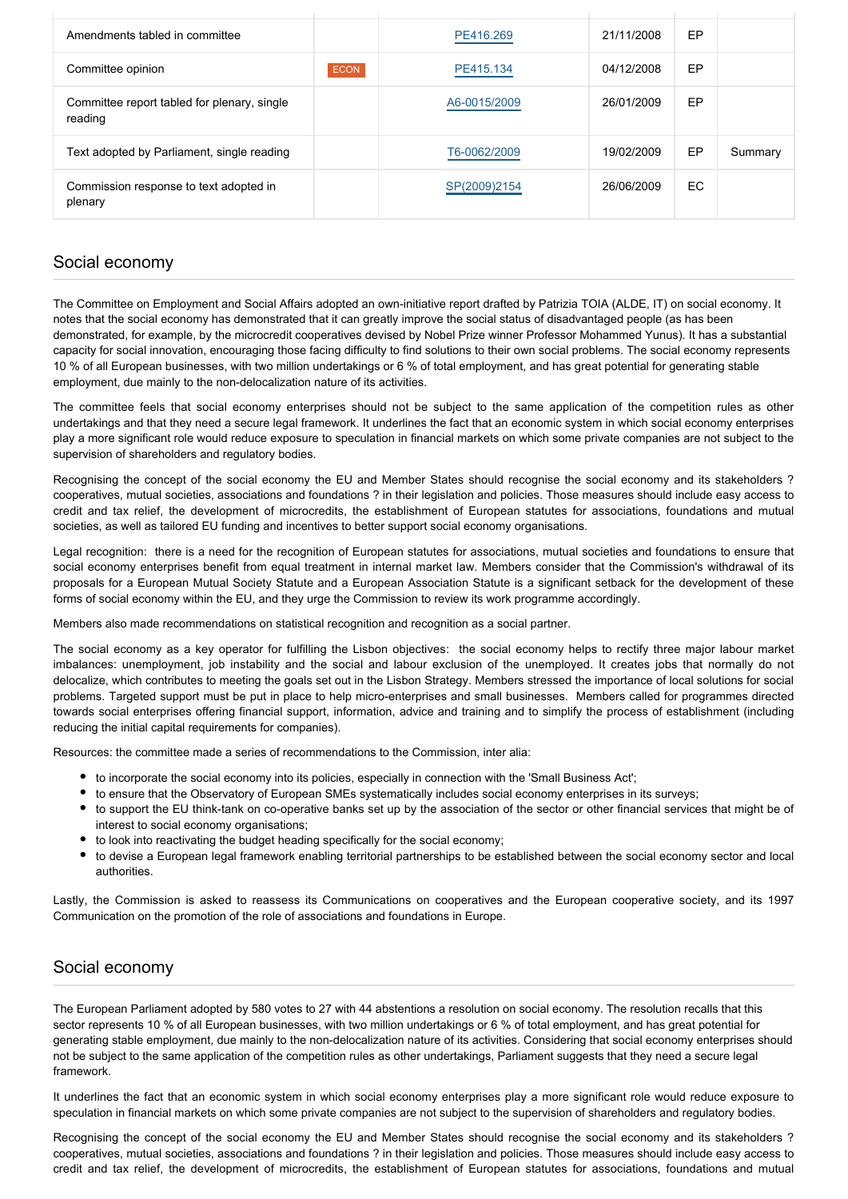| Amendments tabled in committee | | PE416.269 | 21/11/2008 | EP | |
|---|---|---|---|---|---|
| Committee opinion | ECON | PE415.134 | 04/12/2008 | EP | |
| Committee report tabled for plenary, single reading | | A6-0015/2009 | 26/01/2009 | EP | |
| Text adopted by Parliament, single reading | | T6-0062/2009 | 19/02/2009 | EP | Summary |
| Commission response to text adopted in plenary | | SP(2009)2154 | 26/06/2009 | EC | |

## Social economy

The Committee on Employment and Social Affairs adopted an own-initiative report drafted by Patrizia TOIA (ALDE, IT) on social economy. It notes that the social economy has demonstrated that it can greatly improve the social status of disadvantaged people (as has been demonstrated, for example, by the microcredit cooperatives devised by Nobel Prize winner Professor Mohammed Yunus). It has a substantial capacity for social innovation, encouraging those facing difficulty to find solutions to their own social problems. The social economy represents 10 % of all European businesses, with two million undertakings or 6 % of total employment, and has great potential for generating stable employment, due mainly to the non-delocalization nature of its activities.

The committee feels that social economy enterprises should not be subject to the same application of the competition rules as other undertakings and that they need a secure legal framework. It underlines the fact that an economic system in which social economy enterprises play a more significant role would reduce exposure to speculation in financial markets on which some private companies are not subject to the supervision of shareholders and regulatory bodies.

Recognising the concept of the social economy the EU and Member States should recognise the social economy and its stakeholders ? cooperatives, mutual societies, associations and foundations ? in their legislation and policies. Those measures should include easy access to credit and tax relief, the development of microcredits, the establishment of European statutes for associations, foundations and mutual societies, as well as tailored EU funding and incentives to better support social economy organisations.

Legal recognition: there is a need for the recognition of European statutes for associations, mutual societies and foundations to ensure that social economy enterprises benefit from equal treatment in internal market law. Members consider that the Commission's withdrawal of its proposals for a European Mutual Society Statute and a European Association Statute is a significant setback for the development of these forms of social economy within the EU, and they urge the Commission to review its work programme accordingly.

Members also made recommendations on statistical recognition and recognition as a social partner.

The social economy as a key operator for fulfilling the Lisbon objectives: the social economy helps to rectify three major labour market imbalances: unemployment, job instability and the social and labour exclusion of the unemployed. It creates jobs that normally do not delocalize, which contributes to meeting the goals set out in the Lisbon Strategy. Members stressed the importance of local solutions for social problems. Targeted support must be put in place to help micro-enterprises and small businesses. Members called for programmes directed towards social enterprises offering financial support, information, advice and training and to simplify the process of establishment (including reducing the initial capital requirements for companies).

Resources: the committee made a series of recommendations to the Commission, inter alia:

- to incorporate the social economy into its policies, especially in connection with the 'Small Business Act';
- to ensure that the Observatory of European SMEs systematically includes social economy enterprises in its surveys;
- to support the EU think-tank on co-operative banks set up by the association of the sector or other financial services that might be of interest to social economy organisations;
- to look into reactivating the budget heading specifically for the social economy;
- to devise a European legal framework enabling territorial partnerships to be established between the social economy sector and local authorities.

Lastly, the Commission is asked to reassess its Communications on cooperatives and the European cooperative society, and its 1997 Communication on the promotion of the role of associations and foundations in Europe.

## Social economy

The European Parliament adopted by 580 votes to 27 with 44 abstentions a resolution on social economy. The resolution recalls that this sector represents 10 % of all European businesses, with two million undertakings or 6 % of total employment, and has great potential for generating stable employment, due mainly to the non-delocalization nature of its activities. Considering that social economy enterprises should not be subject to the same application of the competition rules as other undertakings, Parliament suggests that they need a secure legal framework.

It underlines the fact that an economic system in which social economy enterprises play a more significant role would reduce exposure to speculation in financial markets on which some private companies are not subject to the supervision of shareholders and regulatory bodies.

Recognising the concept of the social economy the EU and Member States should recognise the social economy and its stakeholders ? cooperatives, mutual societies, associations and foundations ? in their legislation and policies. Those measures should include easy access to credit and tax relief, the development of microcredits, the establishment of European statutes for associations, foundations and mutual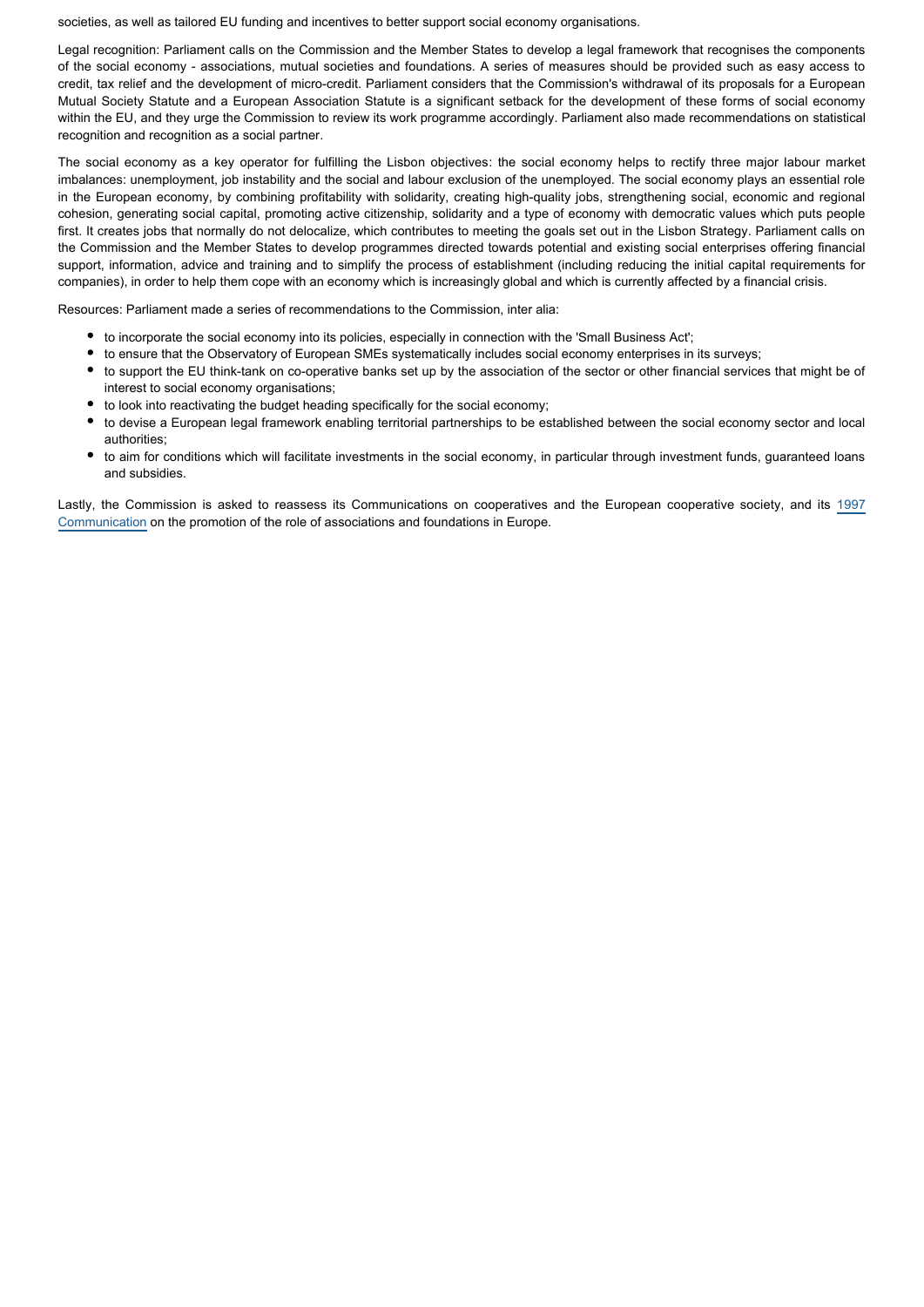societies, as well as tailored EU funding and incentives to better support social economy organisations.

Legal recognition: Parliament calls on the Commission and the Member States to develop a legal framework that recognises the components of the social economy - associations, mutual societies and foundations. A series of measures should be provided such as easy access to credit, tax relief and the development of micro-credit. Parliament considers that the Commission's withdrawal of its proposals for a European Mutual Society Statute and a European Association Statute is a significant setback for the development of these forms of social economy within the EU, and they urge the Commission to review its work programme accordingly. Parliament also made recommendations on statistical recognition and recognition as a social partner.

The social economy as a key operator for fulfilling the Lisbon objectives: the social economy helps to rectify three major labour market imbalances: unemployment, job instability and the social and labour exclusion of the unemployed. The social economy plays an essential role in the European economy, by combining profitability with solidarity, creating high-quality jobs, strengthening social, economic and regional cohesion, generating social capital, promoting active citizenship, solidarity and a type of economy with democratic values which puts people first. It creates jobs that normally do not delocalize, which contributes to meeting the goals set out in the Lisbon Strategy. Parliament calls on the Commission and the Member States to develop programmes directed towards potential and existing social enterprises offering financial support, information, advice and training and to simplify the process of establishment (including reducing the initial capital requirements for companies), in order to help them cope with an economy which is increasingly global and which is currently affected by a financial crisis.

Resources: Parliament made a series of recommendations to the Commission, inter alia:

- to incorporate the social economy into its policies, especially in connection with the 'Small Business Act';
- to ensure that the Observatory of European SMEs systematically includes social economy enterprises in its surveys;
- to support the EU think-tank on co-operative banks set up by the association of the sector or other financial services that might be of interest to social economy organisations;
- to look into reactivating the budget heading specifically for the social economy;
- to devise a European legal framework enabling territorial partnerships to be established between the social economy sector and local authorities;
- to aim for conditions which will facilitate investments in the social economy, in particular through investment funds, guaranteed loans and subsidies.

Lastly, the Commission is asked to reassess its Communications on cooperatives and the European cooperative society, and its 1997 Communication on the promotion of the role of associations and foundations in Europe.